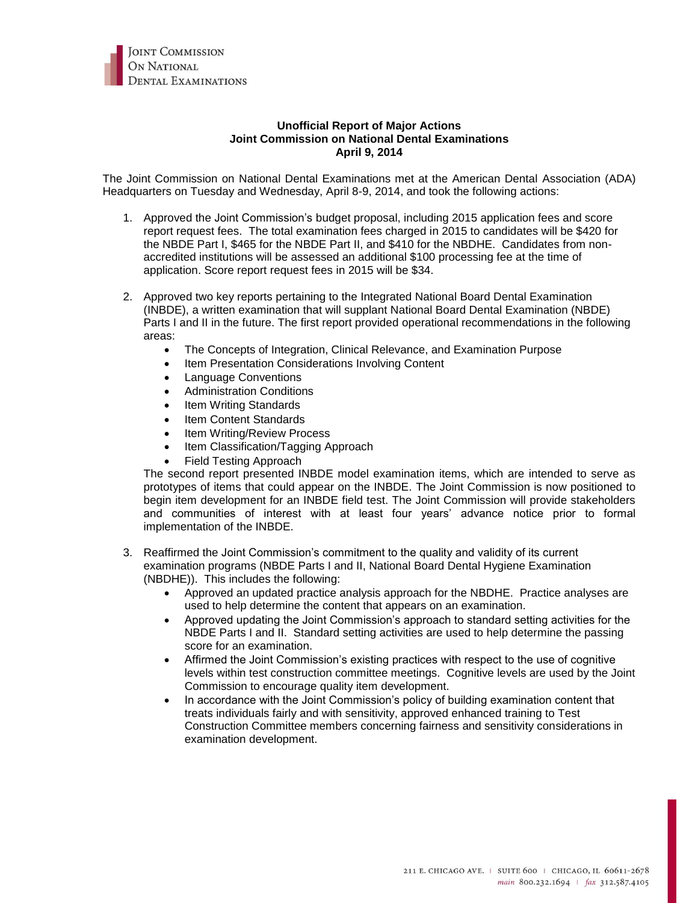Joint Commission On National Dental Examinations

**Unofficial Report of Major Actions**
**Joint Commission on National Dental Examinations**
**April 9, 2014**

The Joint Commission on National Dental Examinations met at the American Dental Association (ADA) Headquarters on Tuesday and Wednesday, April 8-9, 2014, and took the following actions:

1. Approved the Joint Commission's budget proposal, including 2015 application fees and score report request fees. The total examination fees charged in 2015 to candidates will be $420 for the NBDE Part I, $465 for the NBDE Part II, and $410 for the NBDHE. Candidates from non-accredited institutions will be assessed an additional $100 processing fee at the time of application. Score report request fees in 2015 will be $34.

2. Approved two key reports pertaining to the Integrated National Board Dental Examination (INBDE), a written examination that will supplant National Board Dental Examination (NBDE) Parts I and II in the future. The first report provided operational recommendations in the following areas:
   - The Concepts of Integration, Clinical Relevance, and Examination Purpose
   - Item Presentation Considerations Involving Content
   - Language Conventions
   - Administration Conditions
   - Item Writing Standards
   - Item Content Standards
   - Item Writing/Review Process
   - Item Classification/Tagging Approach
   - Field Testing Approach

   The second report presented INBDE model examination items, which are intended to serve as prototypes of items that could appear on the INBDE. The Joint Commission is now positioned to begin item development for an INBDE field test. The Joint Commission will provide stakeholders and communities of interest with at least four years' advance notice prior to formal implementation of the INBDE.

3. Reaffirmed the Joint Commission's commitment to the quality and validity of its current examination programs (NBDE Parts I and II, National Board Dental Hygiene Examination (NBDHE)). This includes the following:
   - Approved an updated practice analysis approach for the NBDHE. Practice analyses are used to help determine the content that appears on an examination.
   - Approved updating the Joint Commission's approach to standard setting activities for the NBDE Parts I and II. Standard setting activities are used to help determine the passing score for an examination.
   - Affirmed the Joint Commission's existing practices with respect to the use of cognitive levels within test construction committee meetings. Cognitive levels are used by the Joint Commission to encourage quality item development.
   - In accordance with the Joint Commission's policy of building examination content that treats individuals fairly and with sensitivity, approved enhanced training to Test Construction Committee members concerning fairness and sensitivity considerations in examination development.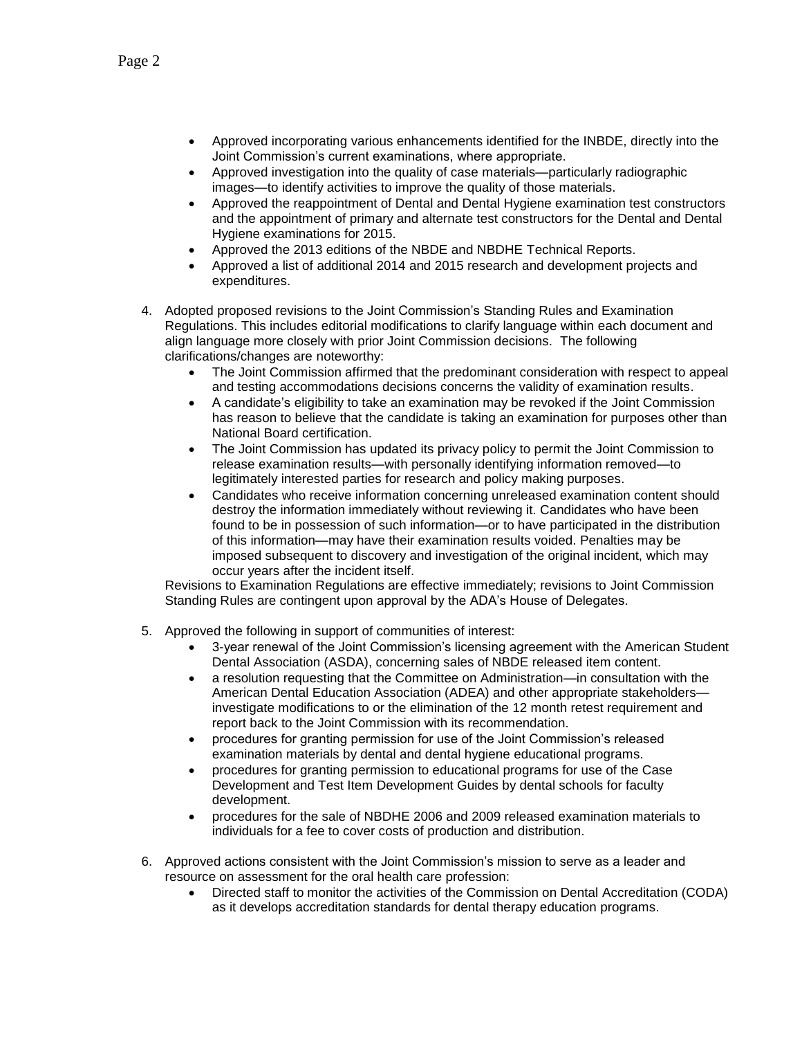- Approved incorporating various enhancements identified for the INBDE, directly into the Joint Commission's current examinations, where appropriate.
- Approved investigation into the quality of case materials—particularly radiographic images—to identify activities to improve the quality of those materials.
- Approved the reappointment of Dental and Dental Hygiene examination test constructors and the appointment of primary and alternate test constructors for the Dental and Dental Hygiene examinations for 2015.
- Approved the 2013 editions of the NBDE and NBDHE Technical Reports.
- Approved a list of additional 2014 and 2015 research and development projects and expenditures.

4. Adopted proposed revisions to the Joint Commission's Standing Rules and Examination Regulations. This includes editorial modifications to clarify language within each document and align language more closely with prior Joint Commission decisions. The following clarifications/changes are noteworthy:
   - The Joint Commission affirmed that the predominant consideration with respect to appeal and testing accommodations decisions concerns the validity of examination results.
   - A candidate's eligibility to take an examination may be revoked if the Joint Commission has reason to believe that the candidate is taking an examination for purposes other than National Board certification.
   - The Joint Commission has updated its privacy policy to permit the Joint Commission to release examination results—with personally identifying information removed—to legitimately interested parties for research and policy making purposes.
   - Candidates who receive information concerning unreleased examination content should destroy the information immediately without reviewing it. Candidates who have been found to be in possession of such information—or to have participated in the distribution of this information—may have their examination results voided. Penalties may be imposed subsequent to discovery and investigation of the original incident, which may occur years after the incident itself.

   Revisions to Examination Regulations are effective immediately; revisions to Joint Commission Standing Rules are contingent upon approval by the ADA's House of Delegates.

5. Approved the following in support of communities of interest:
   - 3-year renewal of the Joint Commission's licensing agreement with the American Student Dental Association (ASDA), concerning sales of NBDE released item content.
   - a resolution requesting that the Committee on Administration—in consultation with the American Dental Education Association (ADEA) and other appropriate stakeholders—investigate modifications to or the elimination of the 12 month retest requirement and report back to the Joint Commission with its recommendation.
   - procedures for granting permission for use of the Joint Commission's released examination materials by dental and dental hygiene educational programs.
   - procedures for granting permission to educational programs for use of the Case Development and Test Item Development Guides by dental schools for faculty development.
   - procedures for the sale of NBDHE 2006 and 2009 released examination materials to individuals for a fee to cover costs of production and distribution.

6. Approved actions consistent with the Joint Commission's mission to serve as a leader and resource on assessment for the oral health care profession:
   - Directed staff to monitor the activities of the Commission on Dental Accreditation (CODA) as it develops accreditation standards for dental therapy education programs.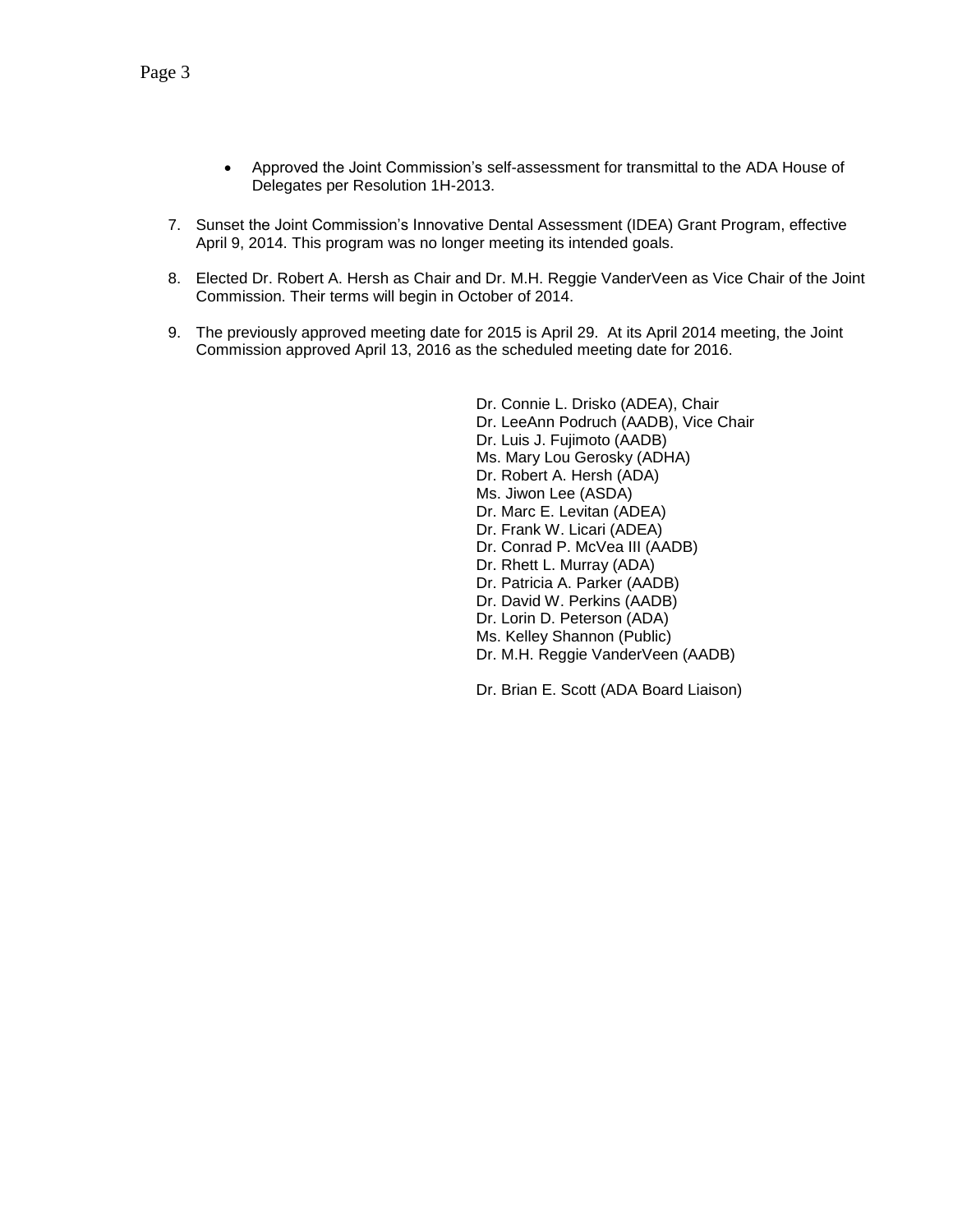- Approved the Joint Commission's self-assessment for transmittal to the ADA House of Delegates per Resolution 1H-2013.

7. Sunset the Joint Commission's Innovative Dental Assessment (IDEA) Grant Program, effective April 9, 2014. This program was no longer meeting its intended goals.

8. Elected Dr. Robert A. Hersh as Chair and Dr. M.H. Reggie VanderVeen as Vice Chair of the Joint Commission. Their terms will begin in October of 2014.

9. The previously approved meeting date for 2015 is April 29. At its April 2014 meeting, the Joint Commission approved April 13, 2016 as the scheduled meeting date for 2016.

Dr. Connie L. Drisko (ADEA), Chair
Dr. LeeAnn Podruch (AADB), Vice Chair
Dr. Luis J. Fujimoto (AADB)
Ms. Mary Lou Gerosky (ADHA)
Dr. Robert A. Hersh (ADA)
Ms. Jiwon Lee (ASDA)
Dr. Marc E. Levitan (ADEA)
Dr. Frank W. Licari (ADEA)
Dr. Conrad P. McVea III (AADB)
Dr. Rhett L. Murray (ADA)
Dr. Patricia A. Parker (AADB)
Dr. David W. Perkins (AADB)
Dr. Lorin D. Peterson (ADA)
Ms. Kelley Shannon (Public)
Dr. M.H. Reggie VanderVeen (AADB)

Dr. Brian E. Scott (ADA Board Liaison)